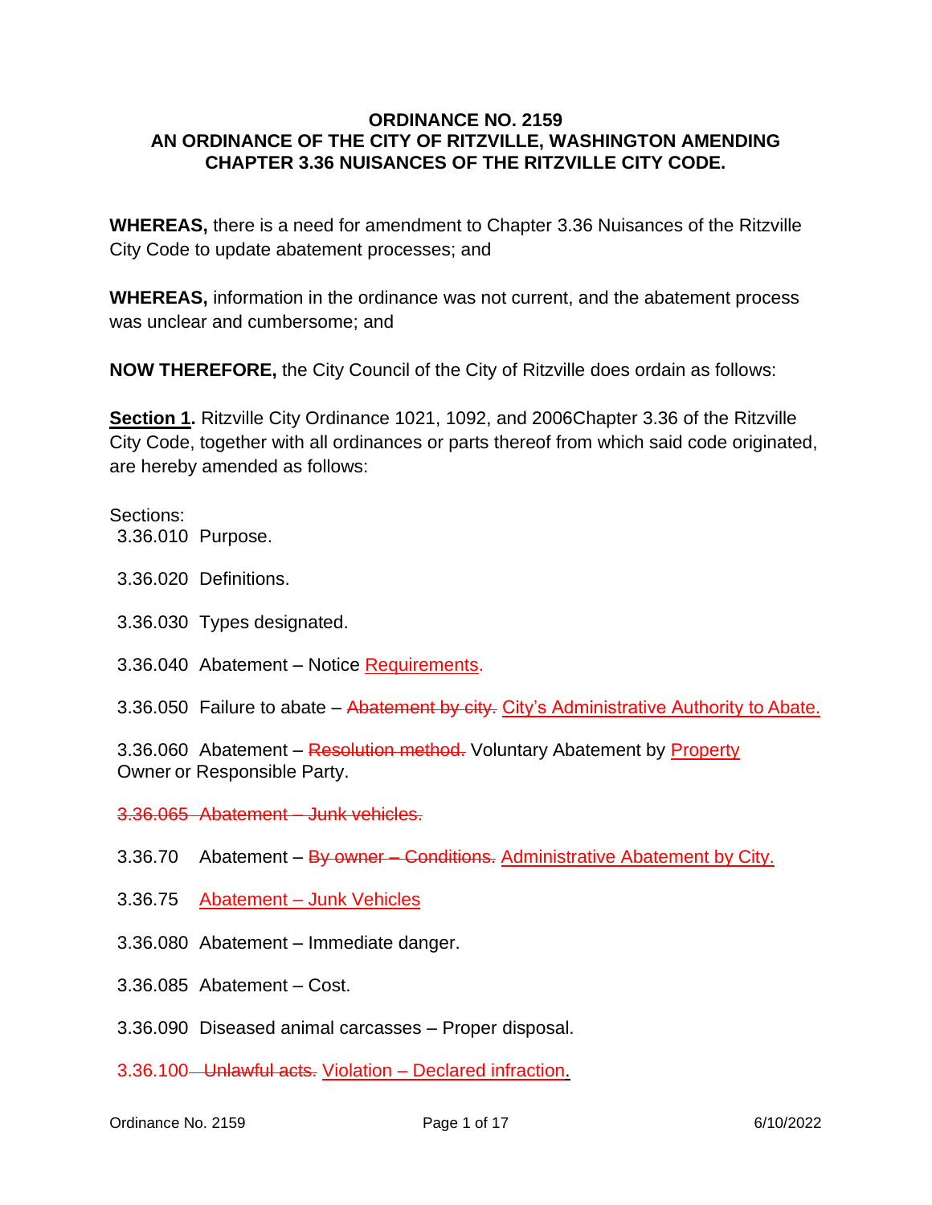**ORDINANCE NO. 2159**
**AN ORDINANCE OF THE CITY OF RITZVILLE, WASHINGTON AMENDING CHAPTER 3.36 NUISANCES OF THE RITZVILLE CITY CODE.**

**WHEREAS,** there is a need for amendment to Chapter 3.36 Nuisances of the Ritzville City Code to update abatement processes; and

**WHEREAS,** information in the ordinance was not current, and the abatement process was unclear and cumbersome; and

**NOW THEREFORE,** the City Council of the City of Ritzville does ordain as follows:

**Section 1.** Ritzville City Ordinance 1021, 1092, and 2006Chapter 3.36 of the Ritzville City Code, together with all ordinances or parts thereof from which said code originated, are hereby amended as follows:

Sections:

3.36.010 Purpose.

3.36.020 Definitions.

3.36.030 Types designated.

3.36.040 Abatement – Notice Requirements.

3.36.050 Failure to abate – ~~Abatement by city.~~ City's Administrative Authority to Abate.

3.36.060 Abatement – ~~Resolution method.~~ Voluntary Abatement by Property Owner or Responsible Party.

~~3.36.065 Abatement – Junk vehicles.~~

3.36.70 Abatement – ~~By owner – Conditions.~~ Administrative Abatement by City.

3.36.75 Abatement – Junk Vehicles

3.36.080 Abatement – Immediate danger.

3.36.085 Abatement – Cost.

3.36.090 Diseased animal carcasses – Proper disposal.

3.36.100 ~~Unlawful acts.~~ Violation – Declared infraction.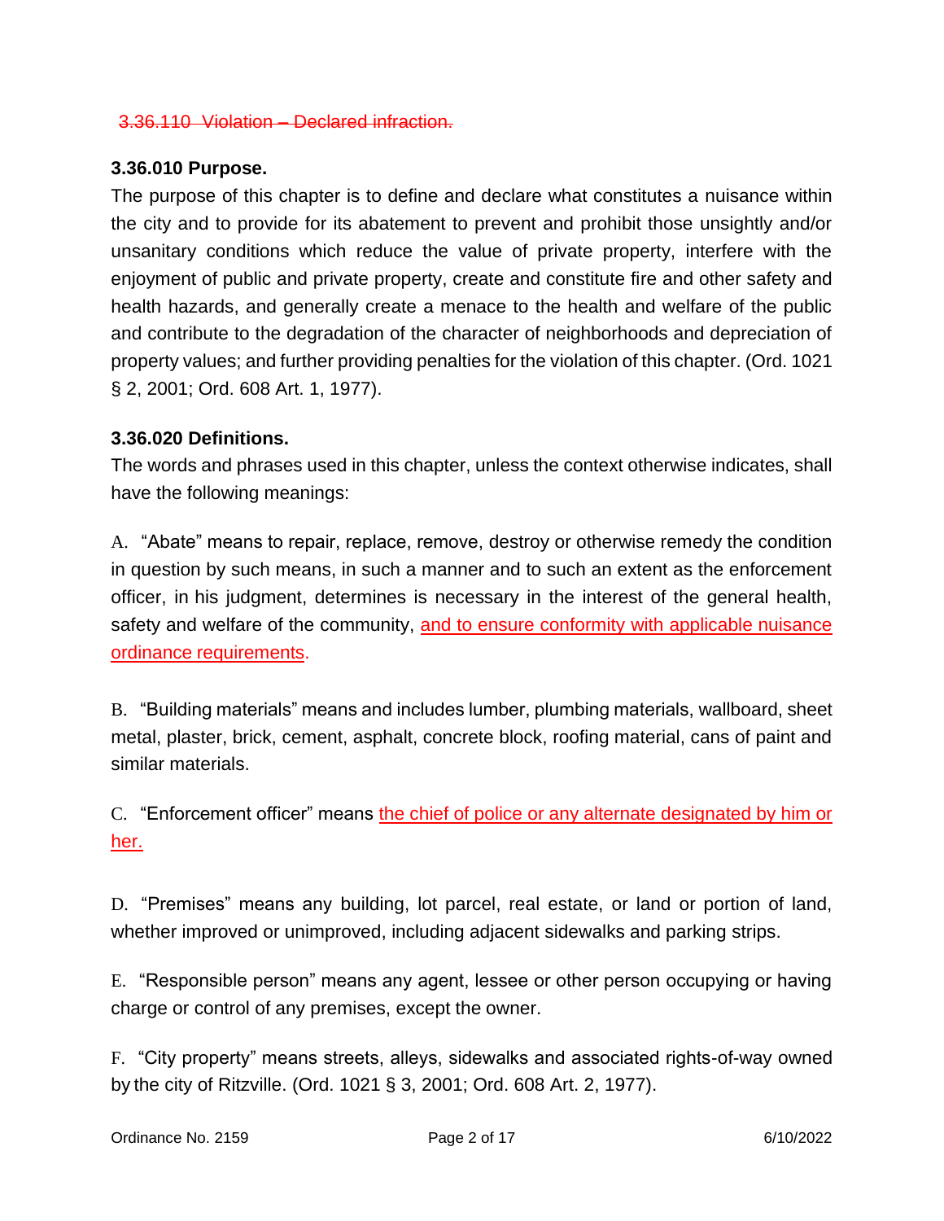~~3.36.110 Violation – Declared infraction.~~

**3.36.010 Purpose.**

The purpose of this chapter is to define and declare what constitutes a nuisance within the city and to provide for its abatement to prevent and prohibit those unsightly and/or unsanitary conditions which reduce the value of private property, interfere with the enjoyment of public and private property, create and constitute fire and other safety and health hazards, and generally create a menace to the health and welfare of the public and contribute to the degradation of the character of neighborhoods and depreciation of property values; and further providing penalties for the violation of this chapter. (Ord. 1021 § 2, 2001; Ord. 608 Art. 1, 1977).

**3.36.020 Definitions.**

The words and phrases used in this chapter, unless the context otherwise indicates, shall have the following meanings:

A. "Abate" means to repair, replace, remove, destroy or otherwise remedy the condition in question by such means, in such a manner and to such an extent as the enforcement officer, in his judgment, determines is necessary in the interest of the general health, safety and welfare of the community, <u>and to ensure conformity with applicable nuisance ordinance requirements</u>.

B. "Building materials" means and includes lumber, plumbing materials, wallboard, sheet metal, plaster, brick, cement, asphalt, concrete block, roofing material, cans of paint and similar materials.

C. "Enforcement officer" means <u>the chief of police or any alternate designated by him or her.</u>

D. "Premises" means any building, lot parcel, real estate, or land or portion of land, whether improved or unimproved, including adjacent sidewalks and parking strips.

E. "Responsible person" means any agent, lessee or other person occupying or having charge or control of any premises, except the owner.

F. "City property" means streets, alleys, sidewalks and associated rights-of-way owned by the city of Ritzville. (Ord. 1021 § 3, 2001; Ord. 608 Art. 2, 1977).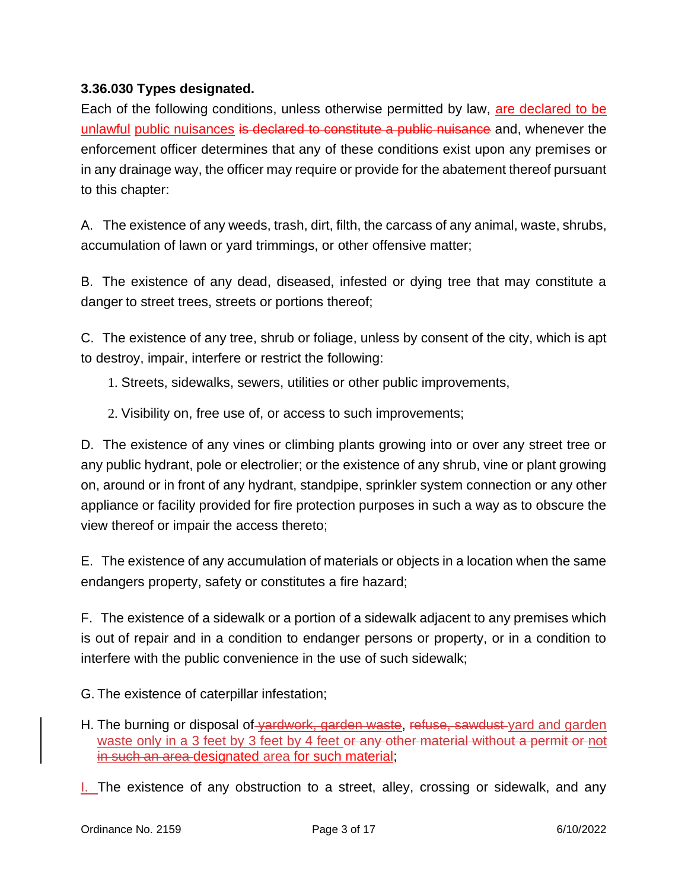### 3.36.030 Types designated.

Each of the following conditions, unless otherwise permitted by law, are declared to be unlawful public nuisances ~~is declared to constitute a public nuisance~~ and, whenever the enforcement officer determines that any of these conditions exist upon any premises or in any drainage way, the officer may require or provide for the abatement thereof pursuant to this chapter:

A. The existence of any weeds, trash, dirt, filth, the carcass of any animal, waste, shrubs, accumulation of lawn or yard trimmings, or other offensive matter;

B. The existence of any dead, diseased, infested or dying tree that may constitute a danger to street trees, streets or portions thereof;

C. The existence of any tree, shrub or foliage, unless by consent of the city, which is apt to destroy, impair, interfere or restrict the following:

1. Streets, sidewalks, sewers, utilities or other public improvements,
2. Visibility on, free use of, or access to such improvements;

D. The existence of any vines or climbing plants growing into or over any street tree or any public hydrant, pole or electrolier; or the existence of any shrub, vine or plant growing on, around or in front of any hydrant, standpipe, sprinkler system connection or any other appliance or facility provided for fire protection purposes in such a way as to obscure the view thereof or impair the access thereto;

E. The existence of any accumulation of materials or objects in a location when the same endangers property, safety or constitutes a fire hazard;

F. The existence of a sidewalk or a portion of a sidewalk adjacent to any premises which is out of repair and in a condition to endanger persons or property, or in a condition to interfere with the public convenience in the use of such sidewalk;

G. The existence of caterpillar infestation;

H. The burning or disposal of ~~yardwork, garden waste~~, ~~refuse, sawdust~~ yard and garden waste only in a 3 feet by 3 feet by 4 feet ~~or any other material without a permit or~~ ~~not~~ ~~in such an area~~ designated area for such material;

I. The existence of any obstruction to a street, alley, crossing or sidewalk, and any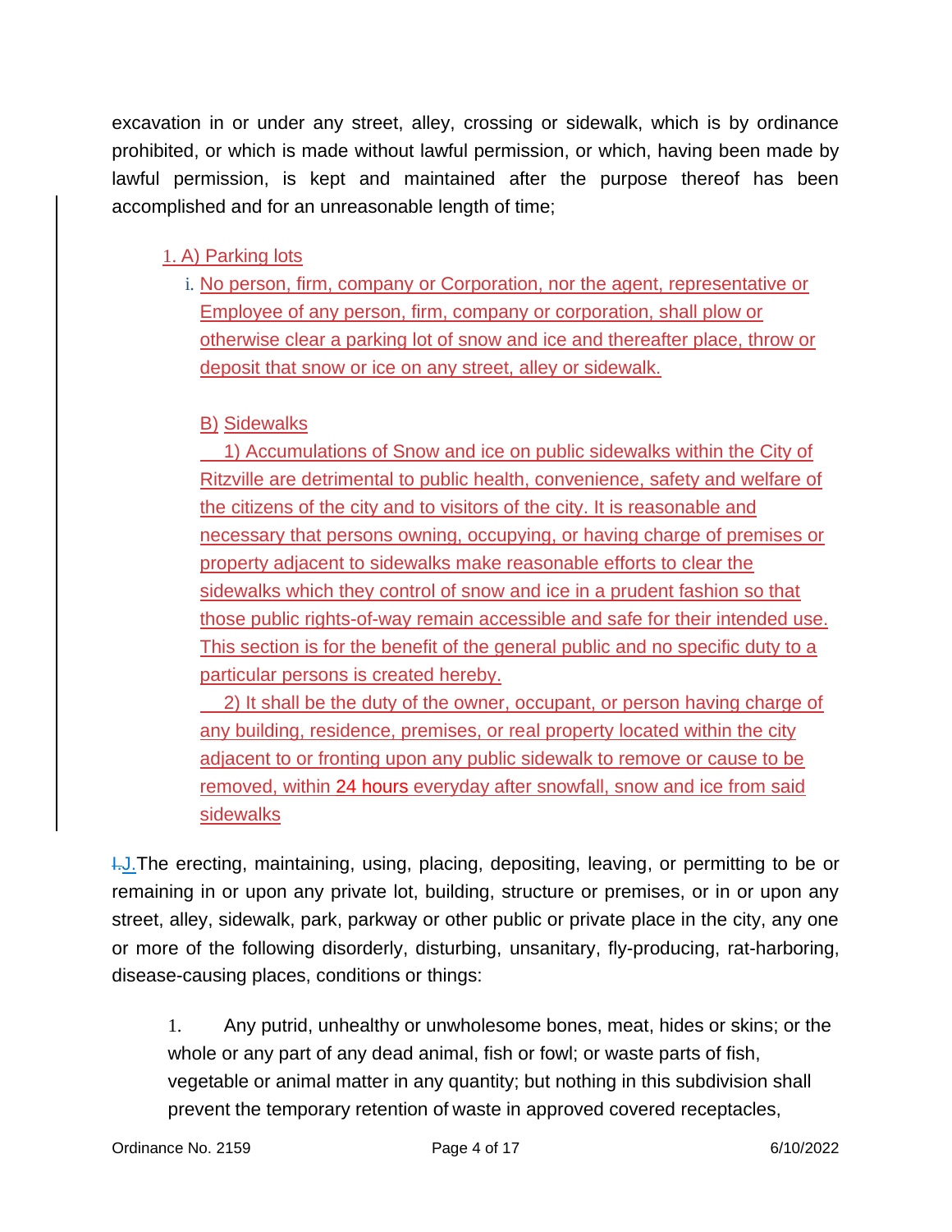excavation in or under any street, alley, crossing or sidewalk, which is by ordinance prohibited, or which is made without lawful permission, or which, having been made by lawful permission, is kept and maintained after the purpose thereof has been accomplished and for an unreasonable length of time;

1. A) Parking lots

   i. No person, firm, company or Corporation, nor the agent, representative or Employee of any person, firm, company or corporation, shall plow or otherwise clear a parking lot of snow and ice and thereafter place, throw or deposit that snow or ice on any street, alley or sidewalk.

   B) Sidewalks

   1) Accumulations of Snow and ice on public sidewalks within the City of Ritzville are detrimental to public health, convenience, safety and welfare of the citizens of the city and to visitors of the city. It is reasonable and necessary that persons owning, occupying, or having charge of premises or property adjacent to sidewalks make reasonable efforts to clear the sidewalks which they control of snow and ice in a prudent fashion so that those public rights-of-way remain accessible and safe for their intended use. This section is for the benefit of the general public and no specific duty to a particular persons is created hereby.

   2) It shall be the duty of the owner, occupant, or person having charge of any building, residence, premises, or real property located within the city adjacent to or fronting upon any public sidewalk to remove or cause to be removed, within 24 hours everyday after snowfall, snow and ice from said sidewalks

~~I.~~J. The erecting, maintaining, using, placing, depositing, leaving, or permitting to be or remaining in or upon any private lot, building, structure or premises, or in or upon any street, alley, sidewalk, park, parkway or other public or private place in the city, any one or more of the following disorderly, disturbing, unsanitary, fly-producing, rat-harboring, disease-causing places, conditions or things:

1. Any putrid, unhealthy or unwholesome bones, meat, hides or skins; or the whole or any part of any dead animal, fish or fowl; or waste parts of fish, vegetable or animal matter in any quantity; but nothing in this subdivision shall prevent the temporary retention of waste in approved covered receptacles,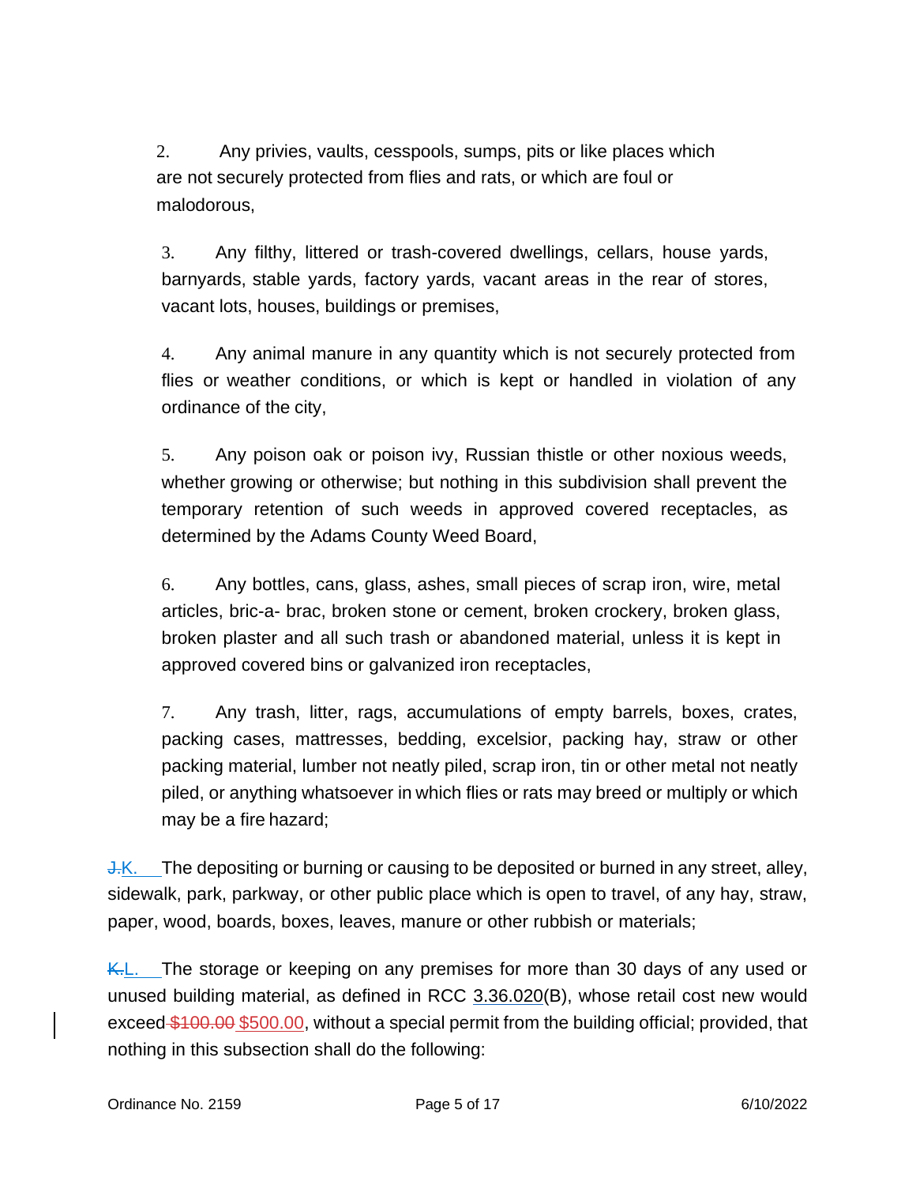2. Any privies, vaults, cesspools, sumps, pits or like places which are not securely protected from flies and rats, or which are foul or malodorous,

3. Any filthy, littered or trash-covered dwellings, cellars, house yards, barnyards, stable yards, factory yards, vacant areas in the rear of stores, vacant lots, houses, buildings or premises,

4. Any animal manure in any quantity which is not securely protected from flies or weather conditions, or which is kept or handled in violation of any ordinance of the city,

5. Any poison oak or poison ivy, Russian thistle or other noxious weeds, whether growing or otherwise; but nothing in this subdivision shall prevent the temporary retention of such weeds in approved covered receptacles, as determined by the Adams County Weed Board,

6. Any bottles, cans, glass, ashes, small pieces of scrap iron, wire, metal articles, bric-a- brac, broken stone or cement, broken crockery, broken glass, broken plaster and all such trash or abandoned material, unless it is kept in approved covered bins or galvanized iron receptacles,

7. Any trash, litter, rags, accumulations of empty barrels, boxes, crates, packing cases, mattresses, bedding, excelsior, packing hay, straw or other packing material, lumber not neatly piled, scrap iron, tin or other metal not neatly piled, or anything whatsoever in which flies or rats may breed or multiply or which may be a fire hazard;

~~J.~~K. The depositing or burning or causing to be deposited or burned in any street, alley, sidewalk, park, parkway, or other public place which is open to travel, of any hay, straw, paper, wood, boards, boxes, leaves, manure or other rubbish or materials;

~~K.~~L. The storage or keeping on any premises for more than 30 days of any used or unused building material, as defined in RCC 3.36.020(B), whose retail cost new would exceed ~~$100.00~~ $500.00, without a special permit from the building official; provided, that nothing in this subsection shall do the following: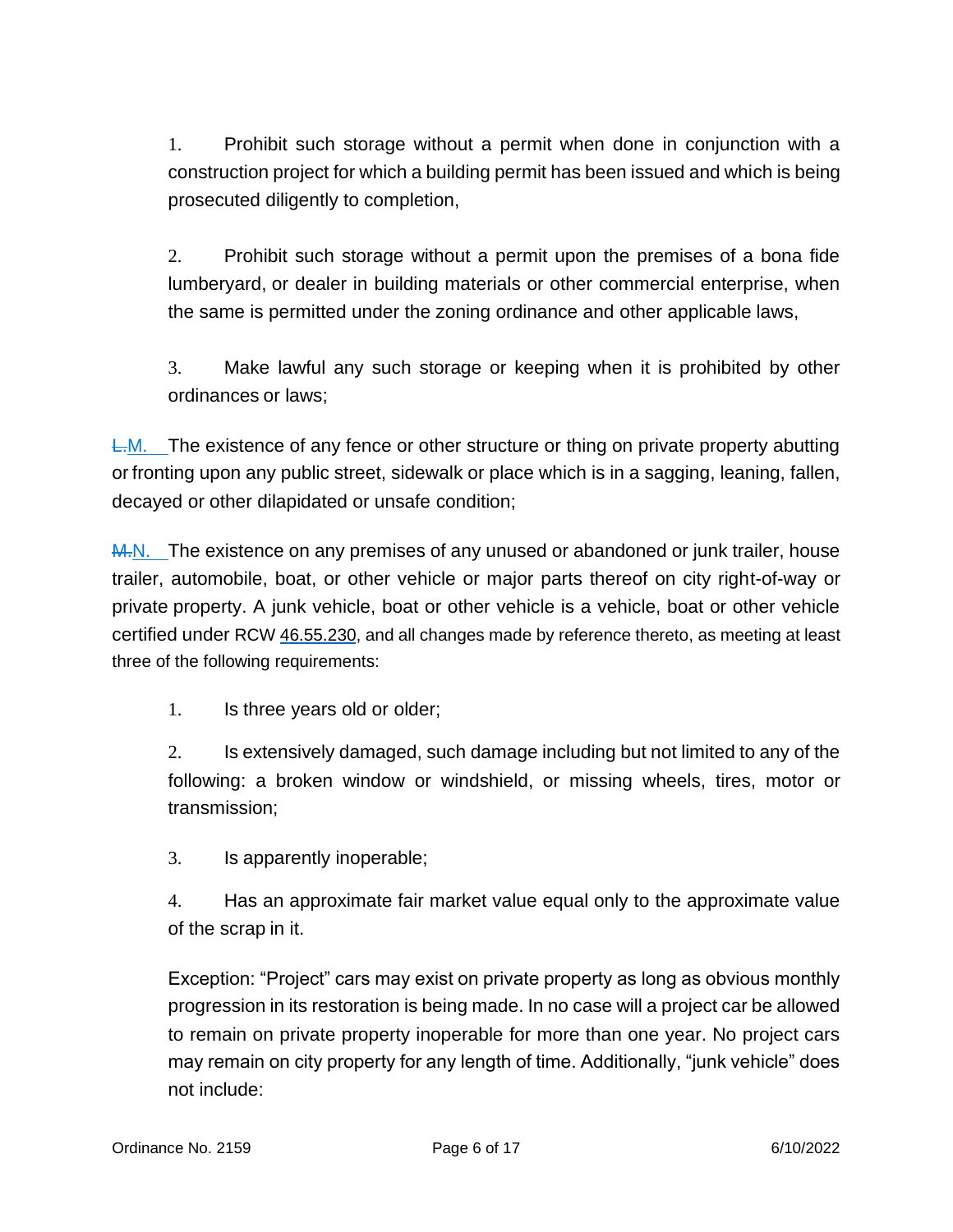1. Prohibit such storage without a permit when done in conjunction with a construction project for which a building permit has been issued and which is being prosecuted diligently to completion,

2. Prohibit such storage without a permit upon the premises of a bona fide lumberyard, or dealer in building materials or other commercial enterprise, when the same is permitted under the zoning ordinance and other applicable laws,

3. Make lawful any such storage or keeping when it is prohibited by other ordinances or laws;

~~L.~~M. The existence of any fence or other structure or thing on private property abutting or fronting upon any public street, sidewalk or place which is in a sagging, leaning, fallen, decayed or other dilapidated or unsafe condition;

~~M.~~N. The existence on any premises of any unused or abandoned or junk trailer, house trailer, automobile, boat, or other vehicle or major parts thereof on city right-of-way or private property. A junk vehicle, boat or other vehicle is a vehicle, boat or other vehicle certified under RCW 46.55.230, and all changes made by reference thereto, as meeting at least three of the following requirements:

1. Is three years old or older;

2. Is extensively damaged, such damage including but not limited to any of the following: a broken window or windshield, or missing wheels, tires, motor or transmission;

3. Is apparently inoperable;

4. Has an approximate fair market value equal only to the approximate value of the scrap in it.

Exception: "Project" cars may exist on private property as long as obvious monthly progression in its restoration is being made. In no case will a project car be allowed to remain on private property inoperable for more than one year. No project cars may remain on city property for any length of time. Additionally, "junk vehicle" does not include: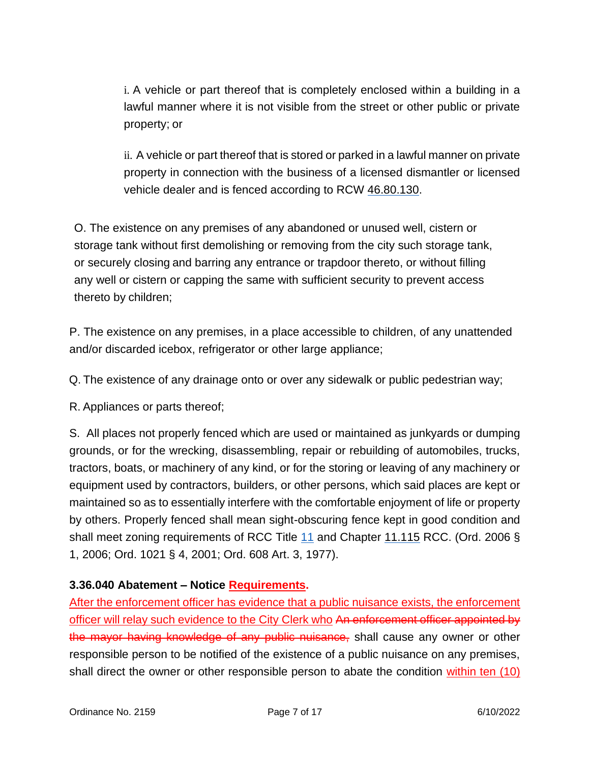i. A vehicle or part thereof that is completely enclosed within a building in a lawful manner where it is not visible from the street or other public or private property; or

ii. A vehicle or part thereof that is stored or parked in a lawful manner on private property in connection with the business of a licensed dismantler or licensed vehicle dealer and is fenced according to RCW 46.80.130.

O. The existence on any premises of any abandoned or unused well, cistern or storage tank without first demolishing or removing from the city such storage tank, or securely closing and barring any entrance or trapdoor thereto, or without filling any well or cistern or capping the same with sufficient security to prevent access thereto by children;

P. The existence on any premises, in a place accessible to children, of any unattended and/or discarded icebox, refrigerator or other large appliance;

Q. The existence of any drainage onto or over any sidewalk or public pedestrian way;

R. Appliances or parts thereof;

S. All places not properly fenced which are used or maintained as junkyards or dumping grounds, or for the wrecking, disassembling, repair or rebuilding of automobiles, trucks, tractors, boats, or machinery of any kind, or for the storing or leaving of any machinery or equipment used by contractors, builders, or other persons, which said places are kept or maintained so as to essentially interfere with the comfortable enjoyment of life or property by others. Properly fenced shall mean sight-obscuring fence kept in good condition and shall meet zoning requirements of RCC Title 11 and Chapter 11.115 RCC. (Ord. 2006 § 1, 2006; Ord. 1021 § 4, 2001; Ord. 608 Art. 3, 1977).

**3.36.040 Abatement – Notice Requirements.**

After the enforcement officer has evidence that a public nuisance exists, the enforcement officer will relay such evidence to the City Clerk who ~~An enforcement officer appointed by the mayor having knowledge of any public nuisance,~~ shall cause any owner or other responsible person to be notified of the existence of a public nuisance on any premises, shall direct the owner or other responsible person to abate the condition within ten (10)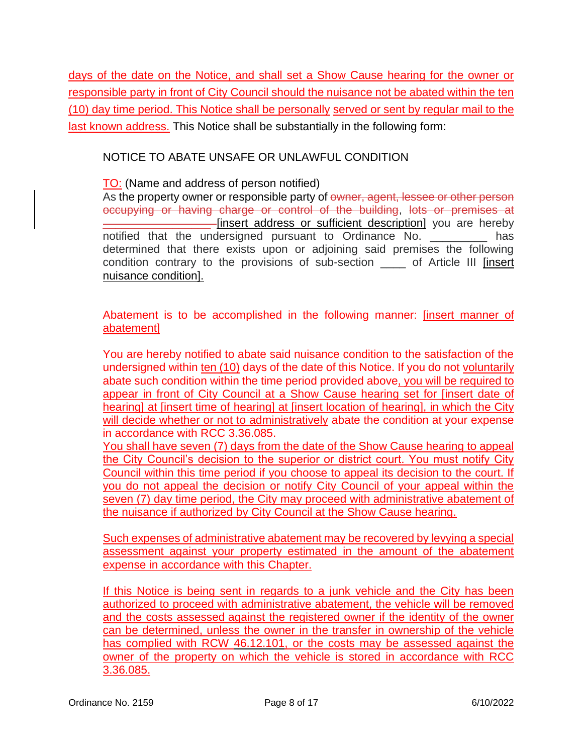days of the date on the Notice, and shall set a Show Cause hearing for the owner or responsible party in front of City Council should the nuisance not be abated within the ten (10) day time period. This Notice shall be personally served or sent by regular mail to the last known address. This Notice shall be substantially in the following form:

NOTICE TO ABATE UNSAFE OR UNLAWFUL CONDITION

TO: (Name and address of person notified)

As the property owner or responsible party of ~~owner, agent, lessee or other person occupying or having charge or control of the building~~, ~~lots or premises at ___________________~~ [insert address or sufficient description] you are hereby notified that the undersigned pursuant to Ordinance No. _________ has determined that there exists upon or adjoining said premises the following condition contrary to the provisions of sub-section ____ of Article III [insert nuisance condition].

Abatement is to be accomplished in the following manner: [insert manner of abatement]

You are hereby notified to abate said nuisance condition to the satisfaction of the undersigned within ten (10) days of the date of this Notice. If you do not voluntarily abate such condition within the time period provided above, you will be required to appear in front of City Council at a Show Cause hearing set for [insert date of hearing] at [insert time of hearing] at [insert location of hearing], in which the City will decide whether or not to administratively abate the condition at your expense in accordance with RCC 3.36.085.

You shall have seven (7) days from the date of the Show Cause hearing to appeal the City Council's decision to the superior or district court. You must notify City Council within this time period if you choose to appeal its decision to the court. If you do not appeal the decision or notify City Council of your appeal within the seven (7) day time period, the City may proceed with administrative abatement of the nuisance if authorized by City Council at the Show Cause hearing.

Such expenses of administrative abatement may be recovered by levying a special assessment against your property estimated in the amount of the abatement expense in accordance with this Chapter.

If this Notice is being sent in regards to a junk vehicle and the City has been authorized to proceed with administrative abatement, the vehicle will be removed and the costs assessed against the registered owner if the identity of the owner can be determined, unless the owner in the transfer in ownership of the vehicle has complied with RCW 46.12.101, or the costs may be assessed against the owner of the property on which the vehicle is stored in accordance with RCC 3.36.085.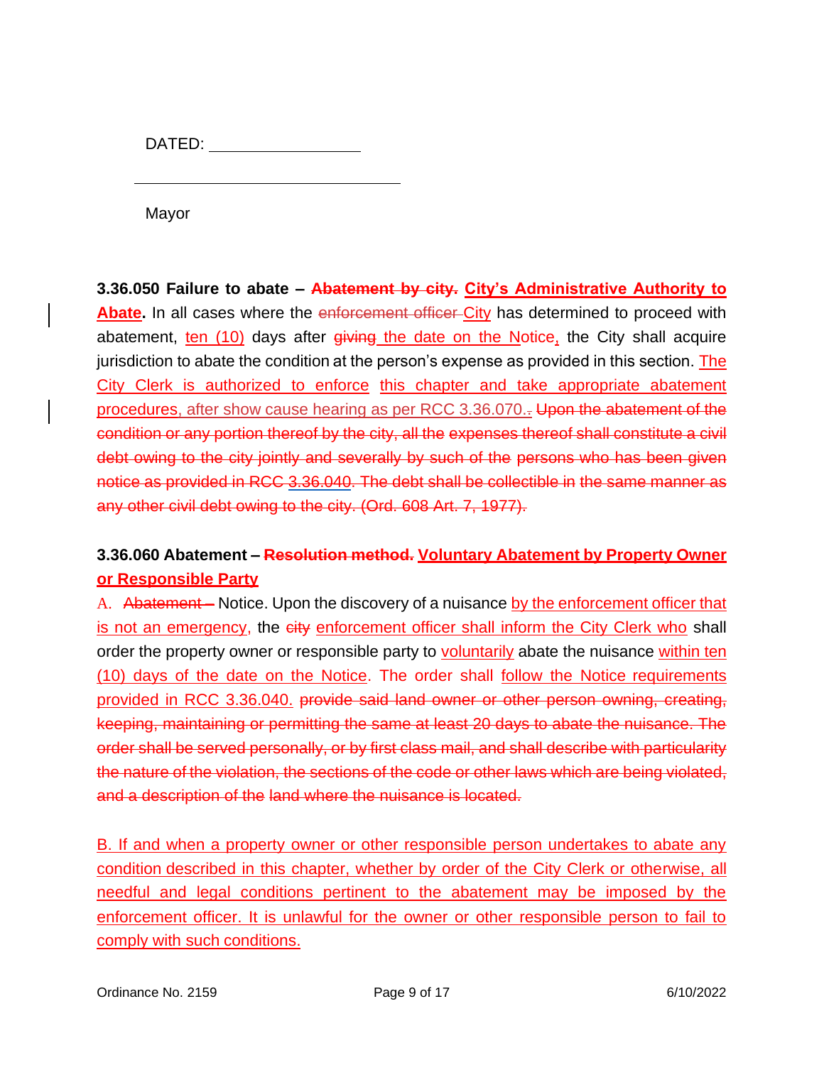DATED: ________________

______________________________

Mayor

**3.36.050 Failure to abate – ~~Abatement by city.~~ City's Administrative Authority to Abate.** In all cases where the ~~enforcement officer~~ City has determined to proceed with abatement, ten (10) days after ~~giving~~ the date on the Notice, the City shall acquire jurisdiction to abate the condition at the person's expense as provided in this section. The City Clerk is authorized to enforce this chapter and take appropriate abatement procedures, after show cause hearing as per RCC 3.36.070.~~.~~ ~~Upon the abatement of the condition or any portion thereof by the city, all the expenses thereof shall constitute a civil debt owing to the city jointly and severally by such of the persons who has been given notice as provided in RCC 3.36.040. The debt shall be collectible in the same manner as any other civil debt owing to the city. (Ord. 608 Art. 7, 1977).~~

**3.36.060 Abatement – ~~Resolution method.~~ Voluntary Abatement by Property Owner or Responsible Party**

A. ~~Abatement –~~ Notice. Upon the discovery of a nuisance by the enforcement officer that is not an emergency, the ~~city~~ enforcement officer shall inform the City Clerk who shall order the property owner or responsible party to voluntarily abate the nuisance within ten (10) days of the date on the Notice. The order shall follow the Notice requirements provided in RCC 3.36.040. ~~provide said land owner or other person owning, creating, keeping, maintaining or permitting the same at least 20 days to abate the nuisance. The order shall be served personally, or by first class mail, and shall describe with particularity the nature of the violation, the sections of the code or other laws which are being violated, and a description of the land where the nuisance is located.~~

B. If and when a property owner or other responsible person undertakes to abate any condition described in this chapter, whether by order of the City Clerk or otherwise, all needful and legal conditions pertinent to the abatement may be imposed by the enforcement officer. It is unlawful for the owner or other responsible person to fail to comply with such conditions.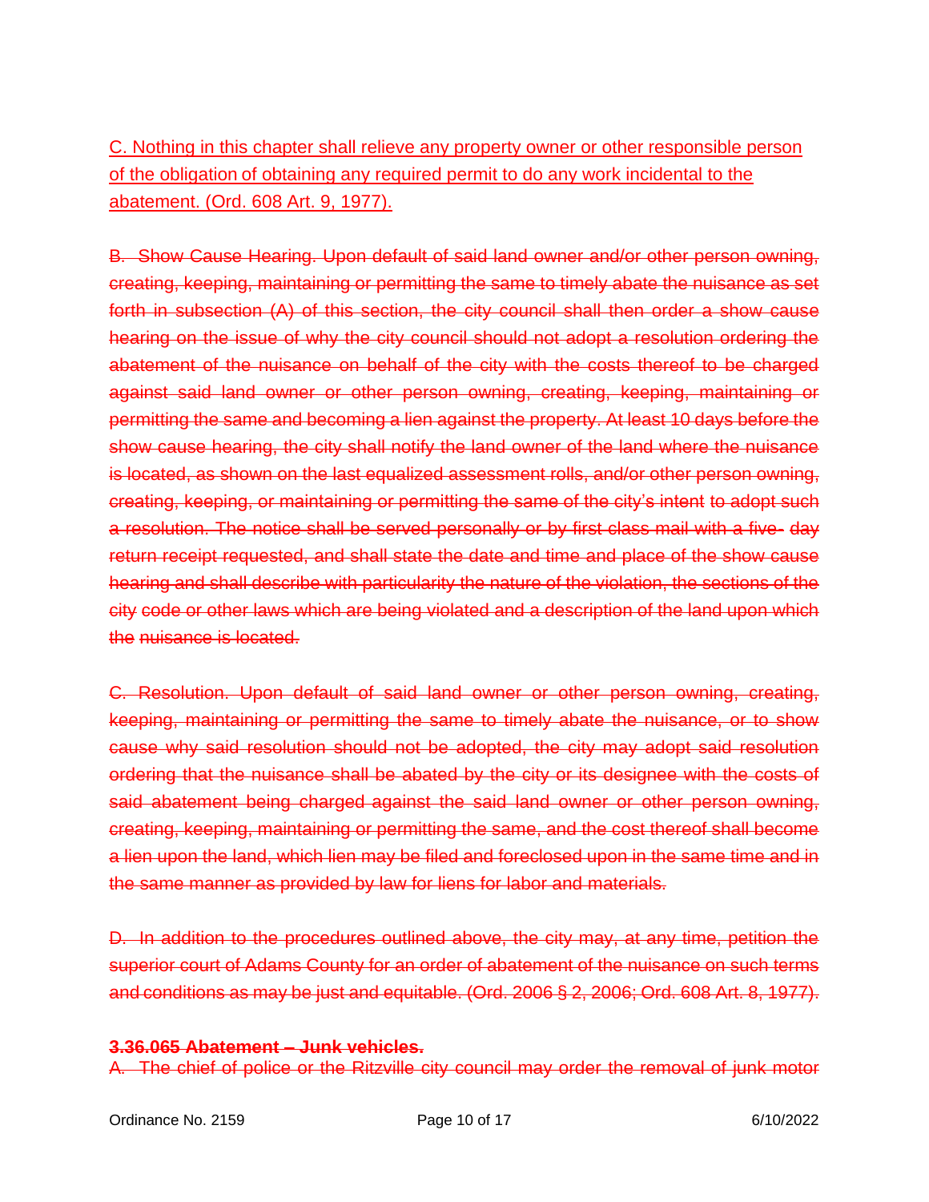<u>C. Nothing in this chapter shall relieve any property owner or other responsible person of the obligation of obtaining any required permit to do any work incidental to the abatement. (Ord. 608 Art. 9, 1977).</u>

~~B. Show Cause Hearing. Upon default of said land owner and/or other person owning, creating, keeping, maintaining or permitting the same to timely abate the nuisance as set forth in subsection (A) of this section, the city council shall then order a show cause hearing on the issue of why the city council should not adopt a resolution ordering the abatement of the nuisance on behalf of the city with the costs thereof to be charged against said land owner or other person owning, creating, keeping, maintaining or permitting the same and becoming a lien against the property. At least 10 days before the show cause hearing, the city shall notify the land owner of the land where the nuisance is located, as shown on the last equalized assessment rolls, and/or other person owning, creating, keeping, or maintaining or permitting the same of the city's intent to adopt such a resolution. The notice shall be served personally or by first class mail with a five- day return receipt requested, and shall state the date and time and place of the show cause hearing and shall describe with particularity the nature of the violation, the sections of the city code or other laws which are being violated and a description of the land upon which the nuisance is located.~~

~~C. Resolution. Upon default of said land owner or other person owning, creating, keeping, maintaining or permitting the same to timely abate the nuisance, or to show cause why said resolution should not be adopted, the city may adopt said resolution ordering that the nuisance shall be abated by the city or its designee with the costs of said abatement being charged against the said land owner or other person owning, creating, keeping, maintaining or permitting the same, and the cost thereof shall become a lien upon the land, which lien may be filed and foreclosed upon in the same time and in the same manner as provided by law for liens for labor and materials.~~

~~D. In addition to the procedures outlined above, the city may, at any time, petition the superior court of Adams County for an order of abatement of the nuisance on such terms and conditions as may be just and equitable. (Ord. 2006 § 2, 2006; Ord. 608 Art. 8, 1977).~~

~~**3.36.065 Abatement – Junk vehicles.**~~

~~A. The chief of police or the Ritzville city council may order the removal of junk motor~~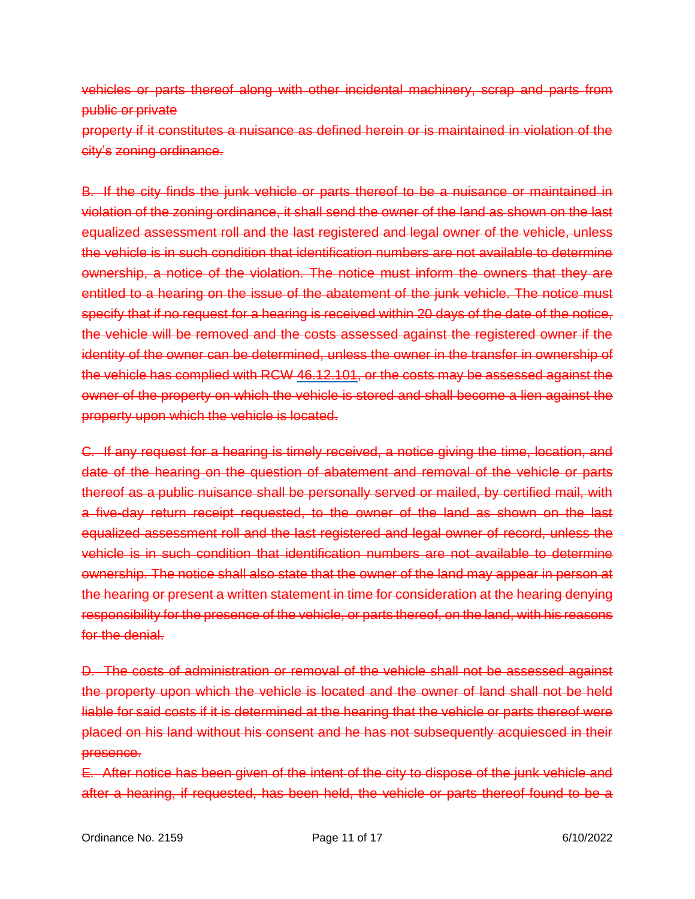~~vehicles or parts thereof along with other incidental machinery, scrap and parts from public or private~~

~~property if it constitutes a nuisance as defined herein or is maintained in violation of the city's zoning ordinance.~~

~~B. If the city finds the junk vehicle or parts thereof to be a nuisance or maintained in violation of the zoning ordinance, it shall send the owner of the land as shown on the last equalized assessment roll and the last registered and legal owner of the vehicle, unless the vehicle is in such condition that identification numbers are not available to determine ownership, a notice of the violation. The notice must inform the owners that they are entitled to a hearing on the issue of the abatement of the junk vehicle. The notice must specify that if no request for a hearing is received within 20 days of the date of the notice, the vehicle will be removed and the costs assessed against the registered owner if the identity of the owner can be determined, unless the owner in the transfer in ownership of the vehicle has complied with RCW 46.12.101, or the costs may be assessed against the owner of the property on which the vehicle is stored and shall become a lien against the property upon which the vehicle is located.~~

~~C. If any request for a hearing is timely received, a notice giving the time, location, and date of the hearing on the question of abatement and removal of the vehicle or parts thereof as a public nuisance shall be personally served or mailed, by certified mail, with a five-day return receipt requested, to the owner of the land as shown on the last equalized assessment roll and the last registered and legal owner of record, unless the vehicle is in such condition that identification numbers are not available to determine ownership. The notice shall also state that the owner of the land may appear in person at the hearing or present a written statement in time for consideration at the hearing denying responsibility for the presence of the vehicle, or parts thereof, on the land, with his reasons for the denial.~~

~~D. The costs of administration or removal of the vehicle shall not be assessed against the property upon which the vehicle is located and the owner of land shall not be held liable for said costs if it is determined at the hearing that the vehicle or parts thereof were placed on his land without his consent and he has not subsequently acquiesced in their presence.~~

~~E. After notice has been given of the intent of the city to dispose of the junk vehicle and after a hearing, if requested, has been held, the vehicle or parts thereof found to be a~~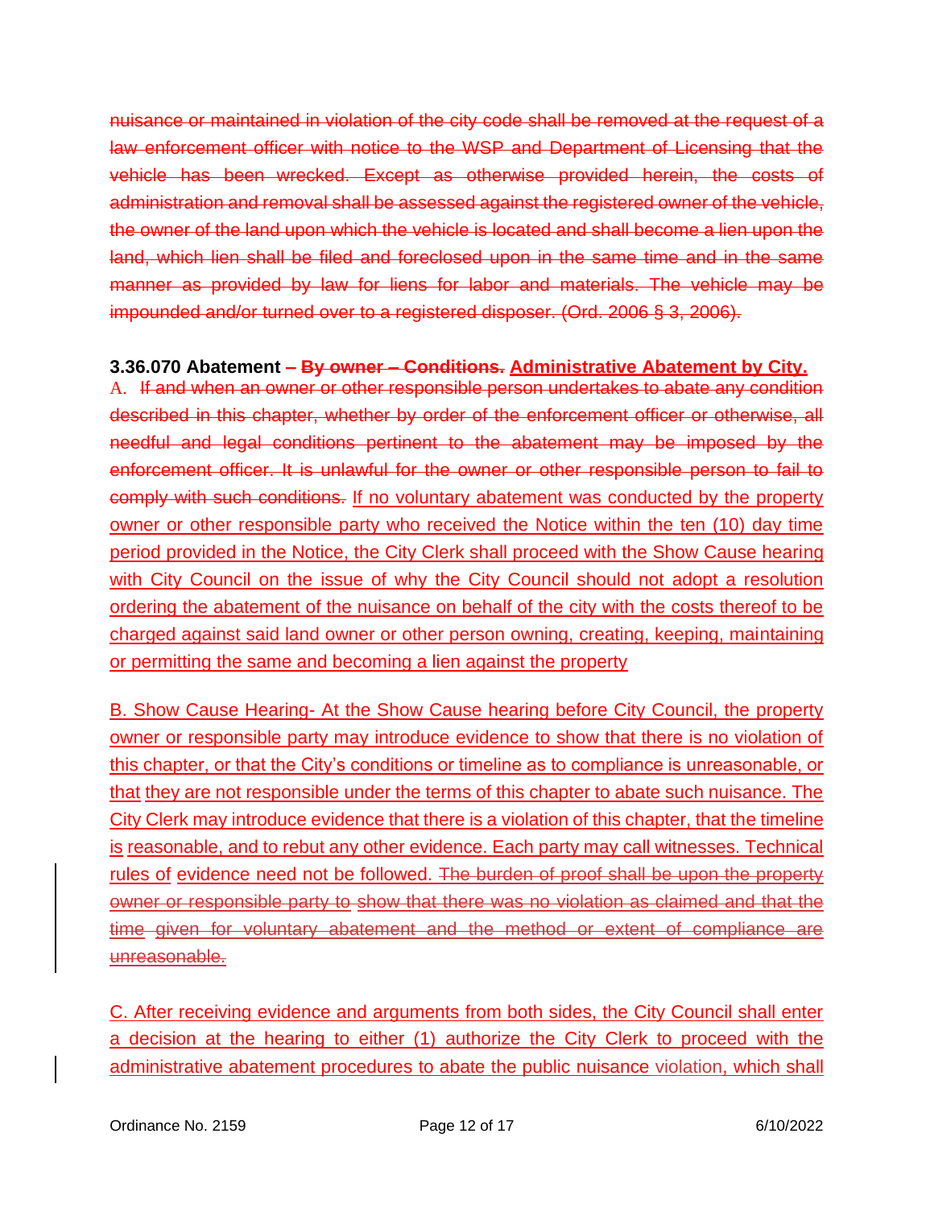~~nuisance or maintained in violation of the city code shall be removed at the request of a law enforcement officer with notice to the WSP and Department of Licensing that the vehicle has been wrecked. Except as otherwise provided herein, the costs of administration and removal shall be assessed against the registered owner of the vehicle, the owner of the land upon which the vehicle is located and shall become a lien upon the land, which lien shall be filed and foreclosed upon in the same time and in the same manner as provided by law for liens for labor and materials. The vehicle may be impounded and/or turned over to a registered disposer. (Ord. 2006 § 3, 2006).~~

**3.36.070 Abatement – ~~By owner – Conditions.~~ Administrative Abatement by City.**

A. ~~If and when an owner or other responsible person undertakes to abate any condition described in this chapter, whether by order of the enforcement officer or otherwise, all needful and legal conditions pertinent to the abatement may be imposed by the enforcement officer. It is unlawful for the owner or other responsible person to fail to comply with such conditions.~~ If no voluntary abatement was conducted by the property owner or other responsible party who received the Notice within the ten (10) day time period provided in the Notice, the City Clerk shall proceed with the Show Cause hearing with City Council on the issue of why the City Council should not adopt a resolution ordering the abatement of the nuisance on behalf of the city with the costs thereof to be charged against said land owner or other person owning, creating, keeping, maintaining or permitting the same and becoming a lien against the property

B. Show Cause Hearing- At the Show Cause hearing before City Council, the property owner or responsible party may introduce evidence to show that there is no violation of this chapter, or that the City's conditions or timeline as to compliance is unreasonable, or that they are not responsible under the terms of this chapter to abate such nuisance. The City Clerk may introduce evidence that there is a violation of this chapter, that the timeline is reasonable, and to rebut any other evidence. Each party may call witnesses. Technical rules of evidence need not be followed. ~~The burden of proof shall be upon the property owner or responsible party to show that there was no violation as claimed and that the time given for voluntary abatement and the method or extent of compliance are unreasonable.~~

C. After receiving evidence and arguments from both sides, the City Council shall enter a decision at the hearing to either (1) authorize the City Clerk to proceed with the administrative abatement procedures to abate the public nuisance violation, which shall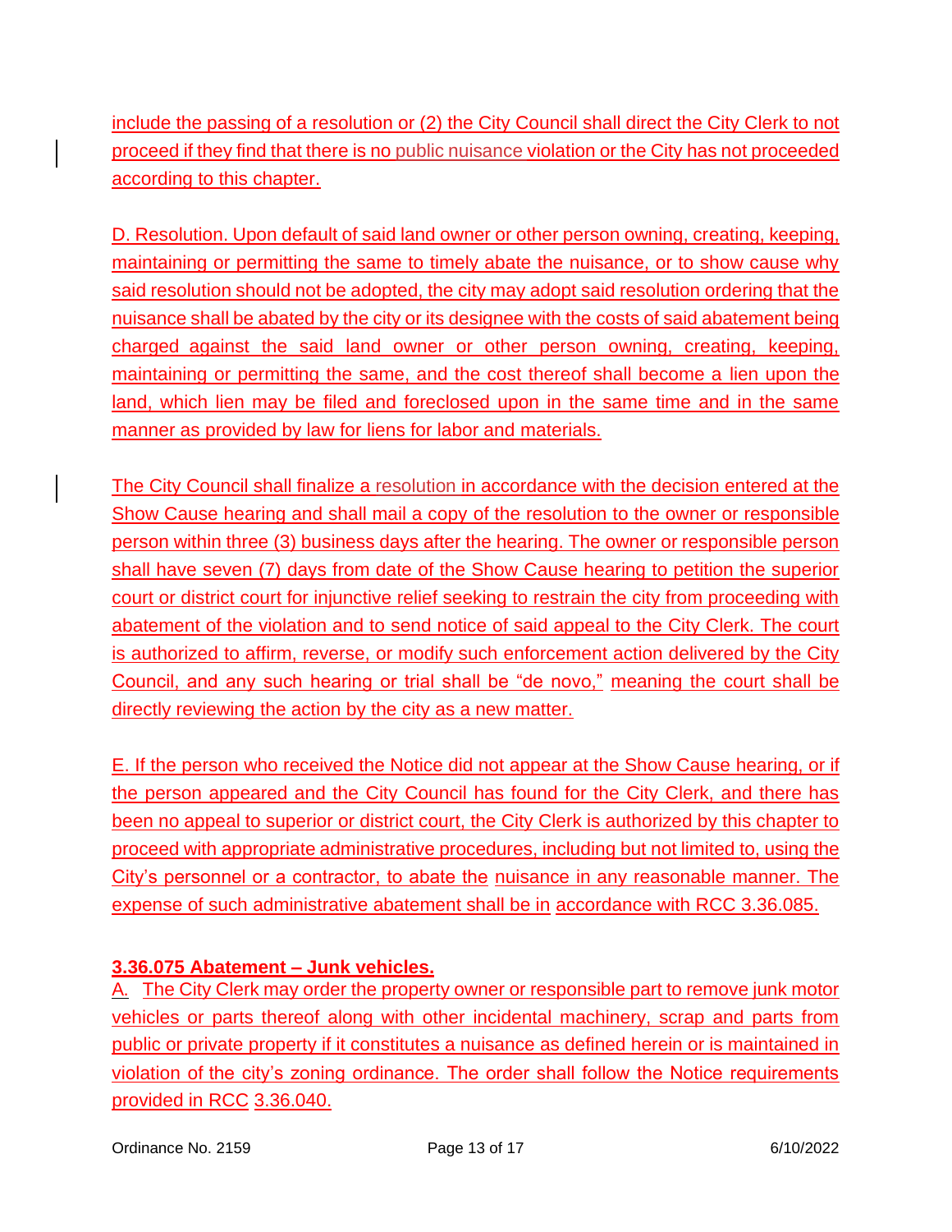include the passing of a resolution or (2) the City Council shall direct the City Clerk to not proceed if they find that there is no public nuisance violation or the City has not proceeded according to this chapter.

D. Resolution. Upon default of said land owner or other person owning, creating, keeping, maintaining or permitting the same to timely abate the nuisance, or to show cause why said resolution should not be adopted, the city may adopt said resolution ordering that the nuisance shall be abated by the city or its designee with the costs of said abatement being charged against the said land owner or other person owning, creating, keeping, maintaining or permitting the same, and the cost thereof shall become a lien upon the land, which lien may be filed and foreclosed upon in the same time and in the same manner as provided by law for liens for labor and materials.

The City Council shall finalize a resolution in accordance with the decision entered at the Show Cause hearing and shall mail a copy of the resolution to the owner or responsible person within three (3) business days after the hearing. The owner or responsible person shall have seven (7) days from date of the Show Cause hearing to petition the superior court or district court for injunctive relief seeking to restrain the city from proceeding with abatement of the violation and to send notice of said appeal to the City Clerk. The court is authorized to affirm, reverse, or modify such enforcement action delivered by the City Council, and any such hearing or trial shall be "de novo," meaning the court shall be directly reviewing the action by the city as a new matter.

E. If the person who received the Notice did not appear at the Show Cause hearing, or if the person appeared and the City Council has found for the City Clerk, and there has been no appeal to superior or district court, the City Clerk is authorized by this chapter to proceed with appropriate administrative procedures, including but not limited to, using the City's personnel or a contractor, to abate the nuisance in any reasonable manner. The expense of such administrative abatement shall be in accordance with RCC 3.36.085.

**3.36.075 Abatement – Junk vehicles.**

A. The City Clerk may order the property owner or responsible part to remove junk motor vehicles or parts thereof along with other incidental machinery, scrap and parts from public or private property if it constitutes a nuisance as defined herein or is maintained in violation of the city's zoning ordinance. The order shall follow the Notice requirements provided in RCC 3.36.040.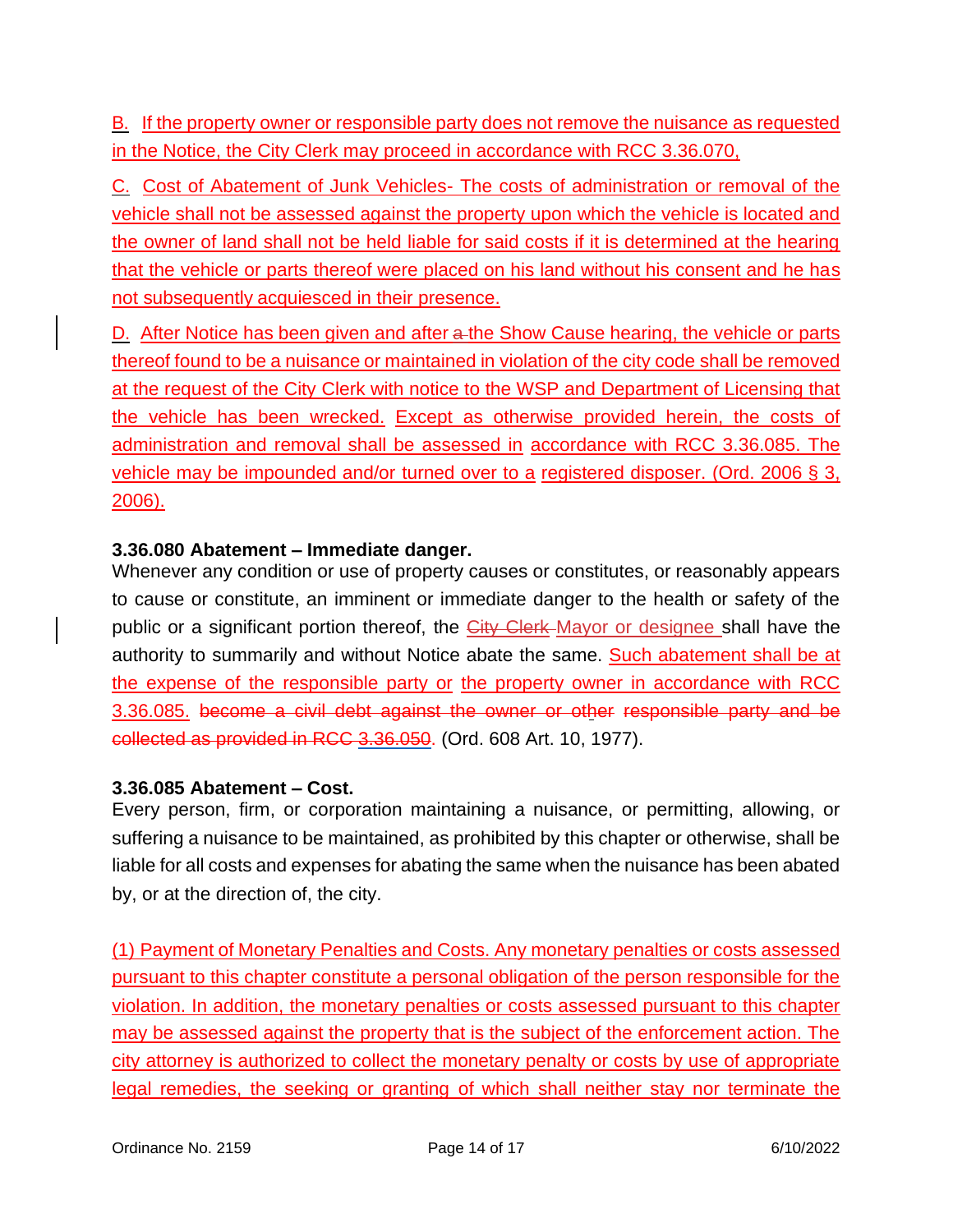B. If the property owner or responsible party does not remove the nuisance as requested in the Notice, the City Clerk may proceed in accordance with RCC 3.36.070,

C. Cost of Abatement of Junk Vehicles- The costs of administration or removal of the vehicle shall not be assessed against the property upon which the vehicle is located and the owner of land shall not be held liable for said costs if it is determined at the hearing that the vehicle or parts thereof were placed on his land without his consent and he has not subsequently acquiesced in their presence.

D. After Notice has been given and after ~~a~~ the Show Cause hearing, the vehicle or parts thereof found to be a nuisance or maintained in violation of the city code shall be removed at the request of the City Clerk with notice to the WSP and Department of Licensing that the vehicle has been wrecked. Except as otherwise provided herein, the costs of administration and removal shall be assessed in accordance with RCC 3.36.085. The vehicle may be impounded and/or turned over to a registered disposer. (Ord. 2006 § 3, 2006).

**3.36.080 Abatement – Immediate danger.**
Whenever any condition or use of property causes or constitutes, or reasonably appears to cause or constitute, an imminent or immediate danger to the health or safety of the public or a significant portion thereof, the ~~City Clerk~~ Mayor or designee shall have the authority to summarily and without Notice abate the same. Such abatement shall be at the expense of the responsible party or the property owner in accordance with RCC 3.36.085. ~~become a civil debt against the owner or other responsible party and be collected as provided in RCC 3.36.050~~. (Ord. 608 Art. 10, 1977).

**3.36.085 Abatement – Cost.**
Every person, firm, or corporation maintaining a nuisance, or permitting, allowing, or suffering a nuisance to be maintained, as prohibited by this chapter or otherwise, shall be liable for all costs and expenses for abating the same when the nuisance has been abated by, or at the direction of, the city.

(1) Payment of Monetary Penalties and Costs. Any monetary penalties or costs assessed pursuant to this chapter constitute a personal obligation of the person responsible for the violation. In addition, the monetary penalties or costs assessed pursuant to this chapter may be assessed against the property that is the subject of the enforcement action. The city attorney is authorized to collect the monetary penalty or costs by use of appropriate legal remedies, the seeking or granting of which shall neither stay nor terminate the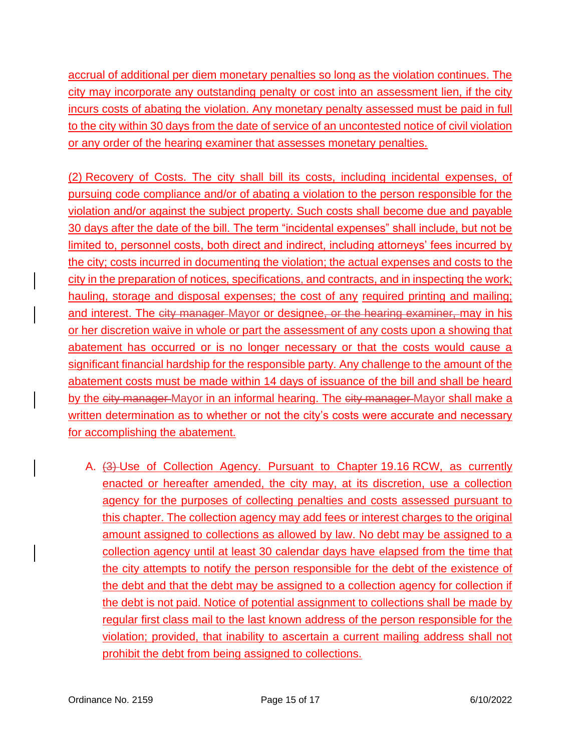accrual of additional per diem monetary penalties so long as the violation continues. The city may incorporate any outstanding penalty or cost into an assessment lien, if the city incurs costs of abating the violation. Any monetary penalty assessed must be paid in full to the city within 30 days from the date of service of an uncontested notice of civil violation or any order of the hearing examiner that assesses monetary penalties.

(2) Recovery of Costs. The city shall bill its costs, including incidental expenses, of pursuing code compliance and/or of abating a violation to the person responsible for the violation and/or against the subject property. Such costs shall become due and payable 30 days after the date of the bill. The term "incidental expenses" shall include, but not be limited to, personnel costs, both direct and indirect, including attorneys' fees incurred by the city; costs incurred in documenting the violation; the actual expenses and costs to the city in the preparation of notices, specifications, and contracts, and in inspecting the work; hauling, storage and disposal expenses; the cost of any required printing and mailing; and interest. The ~~city manager~~ Mayor or designee~~, or the hearing examiner,~~ may in his or her discretion waive in whole or part the assessment of any costs upon a showing that abatement has occurred or is no longer necessary or that the costs would cause a significant financial hardship for the responsible party. Any challenge to the amount of the abatement costs must be made within 14 days of issuance of the bill and shall be heard by the ~~city manager~~ Mayor in an informal hearing. The ~~city manager~~ Mayor shall make a written determination as to whether or not the city's costs were accurate and necessary for accomplishing the abatement.

A. ~~(3)~~ Use of Collection Agency. Pursuant to Chapter 19.16 RCW, as currently enacted or hereafter amended, the city may, at its discretion, use a collection agency for the purposes of collecting penalties and costs assessed pursuant to this chapter. The collection agency may add fees or interest charges to the original amount assigned to collections as allowed by law. No debt may be assigned to a collection agency until at least 30 calendar days have elapsed from the time that the city attempts to notify the person responsible for the debt of the existence of the debt and that the debt may be assigned to a collection agency for collection if the debt is not paid. Notice of potential assignment to collections shall be made by regular first class mail to the last known address of the person responsible for the violation; provided, that inability to ascertain a current mailing address shall not prohibit the debt from being assigned to collections.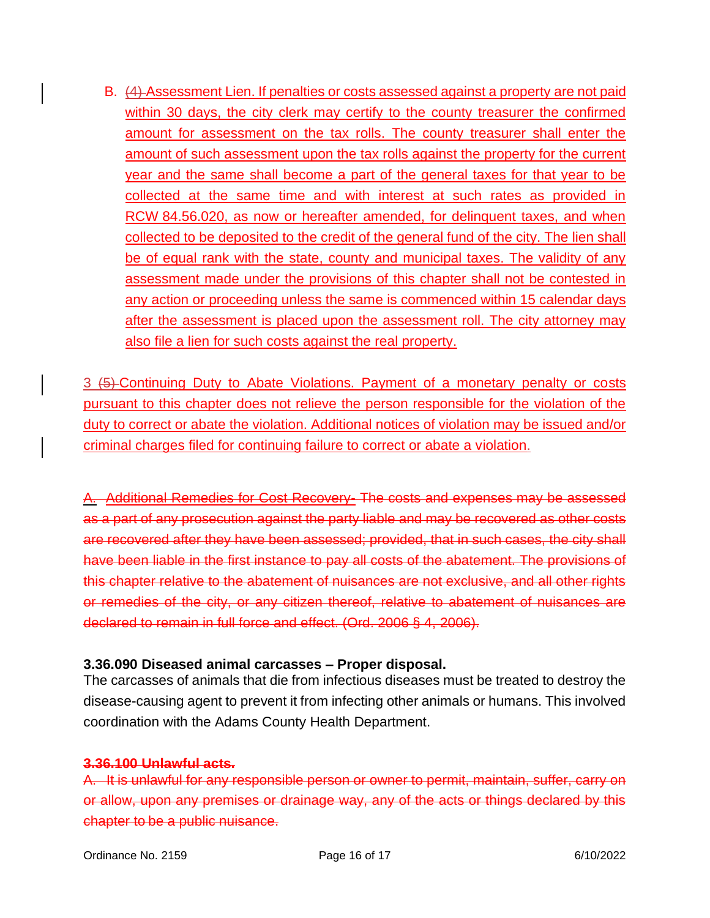B. (4) Assessment Lien. If penalties or costs assessed against a property are not paid within 30 days, the city clerk may certify to the county treasurer the confirmed amount for assessment on the tax rolls. The county treasurer shall enter the amount of such assessment upon the tax rolls against the property for the current year and the same shall become a part of the general taxes for that year to be collected at the same time and with interest at such rates as provided in RCW 84.56.020, as now or hereafter amended, for delinquent taxes, and when collected to be deposited to the credit of the general fund of the city. The lien shall be of equal rank with the state, county and municipal taxes. The validity of any assessment made under the provisions of this chapter shall not be contested in any action or proceeding unless the same is commenced within 15 calendar days after the assessment is placed upon the assessment roll. The city attorney may also file a lien for such costs against the real property.

3 (5) Continuing Duty to Abate Violations. Payment of a monetary penalty or costs pursuant to this chapter does not relieve the person responsible for the violation of the duty to correct or abate the violation. Additional notices of violation may be issued and/or criminal charges filed for continuing failure to correct or abate a violation.

~~A. Additional Remedies for Cost Recovery- The costs and expenses may be assessed as a part of any prosecution against the party liable and may be recovered as other costs are recovered after they have been assessed; provided, that in such cases, the city shall have been liable in the first instance to pay all costs of the abatement. The provisions of this chapter relative to the abatement of nuisances are not exclusive, and all other rights or remedies of the city, or any citizen thereof, relative to abatement of nuisances are declared to remain in full force and effect. (Ord. 2006 § 4, 2006).~~

**3.36.090 Diseased animal carcasses – Proper disposal.**
The carcasses of animals that die from infectious diseases must be treated to destroy the disease-causing agent to prevent it from infecting other animals or humans. This involved coordination with the Adams County Health Department.

~~**3.36.100 Unlawful acts.**~~

~~A. It is unlawful for any responsible person or owner to permit, maintain, suffer, carry on or allow, upon any premises or drainage way, any of the acts or things declared by this chapter to be a public nuisance.~~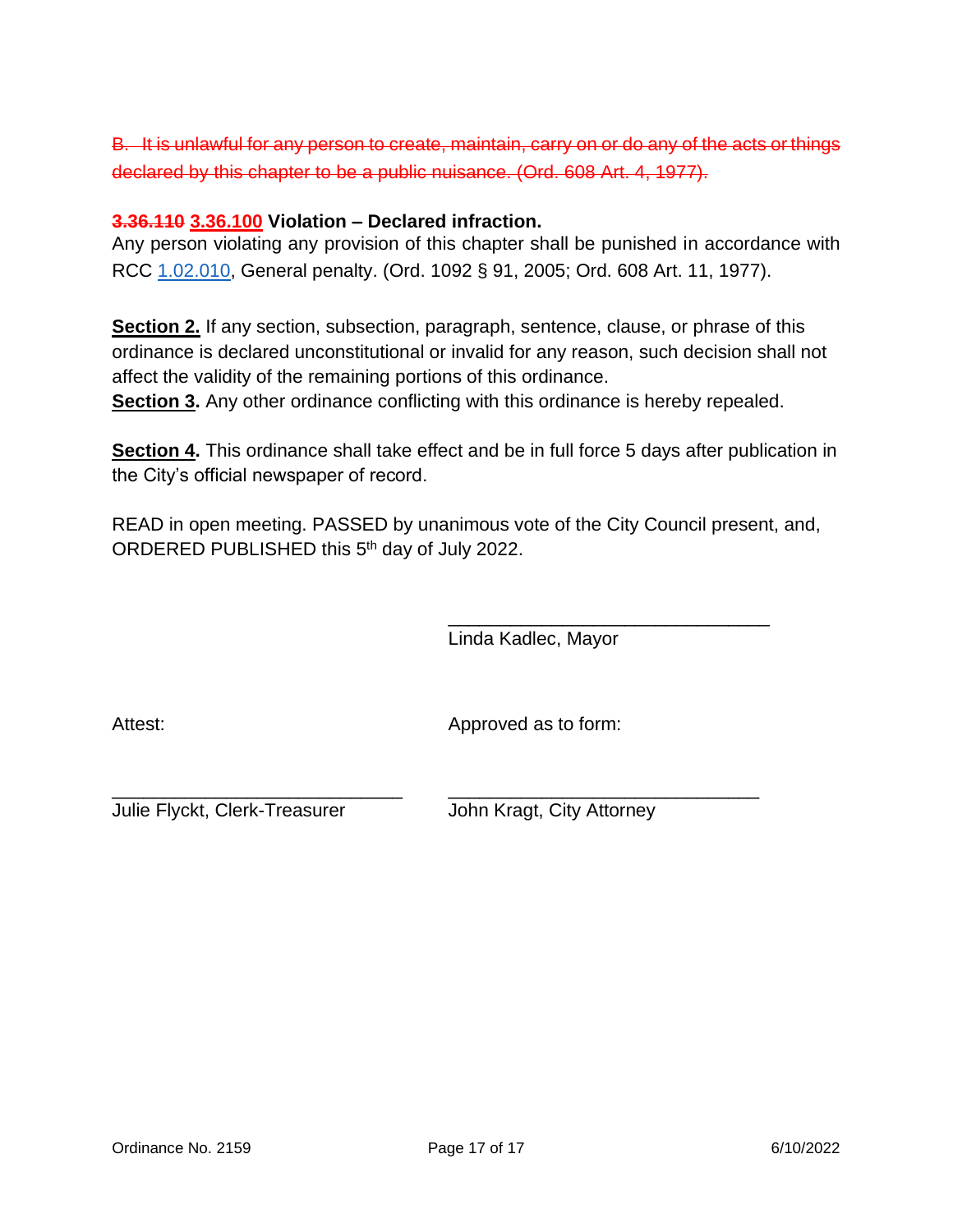~~B. It is unlawful for any person to create, maintain, carry on or do any of the acts or things declared by this chapter to be a public nuisance. (Ord. 608 Art. 4, 1977).~~

**~~3.36.110~~ 3.36.100 Violation – Declared infraction.**
Any person violating any provision of this chapter shall be punished in accordance with RCC 1.02.010, General penalty. (Ord. 1092 § 91, 2005; Ord. 608 Art. 11, 1977).

**Section 2.** If any section, subsection, paragraph, sentence, clause, or phrase of this ordinance is declared unconstitutional or invalid for any reason, such decision shall not affect the validity of the remaining portions of this ordinance.
**Section 3.** Any other ordinance conflicting with this ordinance is hereby repealed.

**Section 4.** This ordinance shall take effect and be in full force 5 days after publication in the City's official newspaper of record.

READ in open meeting. PASSED by unanimous vote of the City Council present, and, ORDERED PUBLISHED this 5th day of July 2022.

\_\_\_\_\_\_\_\_\_\_\_\_\_\_\_\_\_\_\_\_\_\_\_\_\_\_\_\_\_\_\_\_
Linda Kadlec, Mayor

Attest: Approved as to form:

\_\_\_\_\_\_\_\_\_\_\_\_\_\_\_\_\_\_\_\_\_\_\_\_\_\_\_\_\_\_ \_\_\_\_\_\_\_\_\_\_\_\_\_\_\_\_\_\_\_\_\_\_\_\_\_\_\_\_\_\_\_\_
Julie Flyckt, Clerk-Treasurer John Kragt, City Attorney

Ordinance No. 2159 6/10/2022